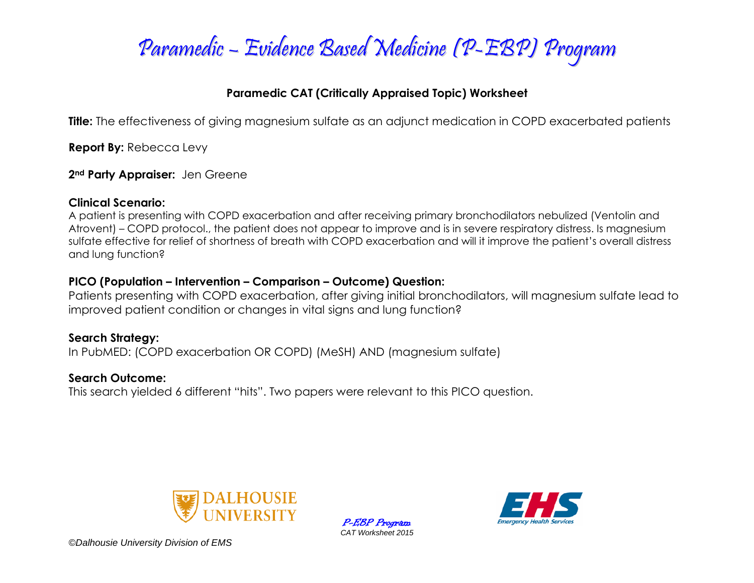# Paramedic – Evidence Based Medicine (P-EBP) Program

## Paramedic CAT (Critically Appraised Topic) Worksheet

**Title:** The effectiveness of giving magnesium sulfate as an adjunct medication in COPD exacerbated patients

**Report By:** Rebecca Levy

**2nd Party Appraiser:** Jen Greene

**Clinical Scenario:**
A patient is presenting with COPD exacerbation and after receiving primary bronchodilators nebulized (Ventolin and Atrovent) – COPD protocol., the patient does not appear to improve and is in severe respiratory distress. Is magnesium sulfate effective for relief of shortness of breath with COPD exacerbation and will it improve the patient's overall distress and lung function?

**PICO (Population – Intervention – Comparison – Outcome) Question:**
Patients presenting with COPD exacerbation, after giving initial bronchodilators, will magnesium sulfate lead to improved patient condition or changes in vital signs and lung function?

**Search Strategy:**
In PubMED: (COPD exacerbation OR COPD) (MeSH) AND (magnesium sulfate)

**Search Outcome:**
This search yielded 6 different "hits". Two papers were relevant to this PICO question.

©Dalhousie University Division of EMS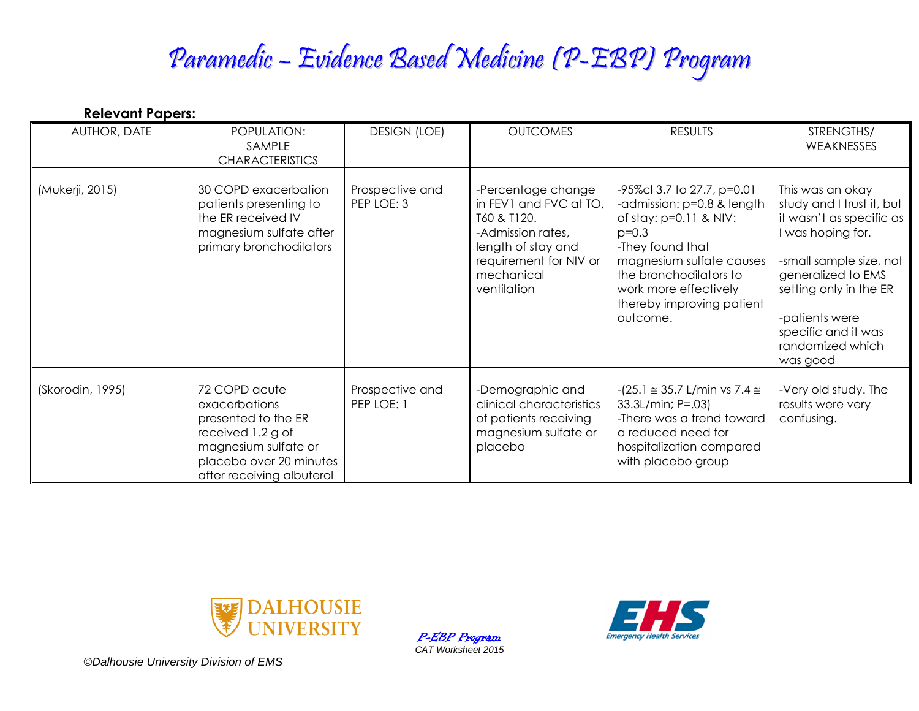# Paramedic – Evidence Based Medicine (P-EBP) Program

**Relevant Papers:**

| AUTHOR, DATE | POPULATION: SAMPLE CHARACTERISTICS | DESIGN (LOE) | OUTCOMES | RESULTS | STRENGTHS/ WEAKNESSES |
|---|---|---|---|---|---|
| (Mukerji, 2015) | 30 COPD exacerbation patients presenting to the ER received IV magnesium sulfate after primary bronchodilators | Prospective and PEP LOE: 3 | -Percentage change in FEV1 and FVC at TO, T60 & T120. -Admission rates, length of stay and requirement for NIV or mechanical ventilation | -95%cl 3.7 to 27.7, p=0.01 -admission: p=0.8 & length of stay: p=0.11 & NIV: p=0.3 -They found that magnesium sulfate causes the bronchodilators to work more effectively thereby improving patient outcome. | This was an okay study and I trust it, but it wasn't as specific as I was hoping for. -small sample size, not generalized to EMS setting only in the ER -patients were specific and it was randomized which was good |
| (Skorodin, 1995) | 72 COPD acute exacerbations presented to the ER received 1.2 g of magnesium sulfate or placebo over 20 minutes after receiving albuterol | Prospective and PEP LOE: 1 | -Demographic and clinical characteristics of patients receiving magnesium sulfate or placebo | -(25.1 ≅ 35.7 L/min vs 7.4 ≅ 33.3L/min; P=.03) -There was a trend toward a reduced need for hospitalization compared with placebo group | -Very old study. The results were very confusing. |

©Dalhousie University Division of EMS

*P-EBP Program*
CAT Worksheet 2015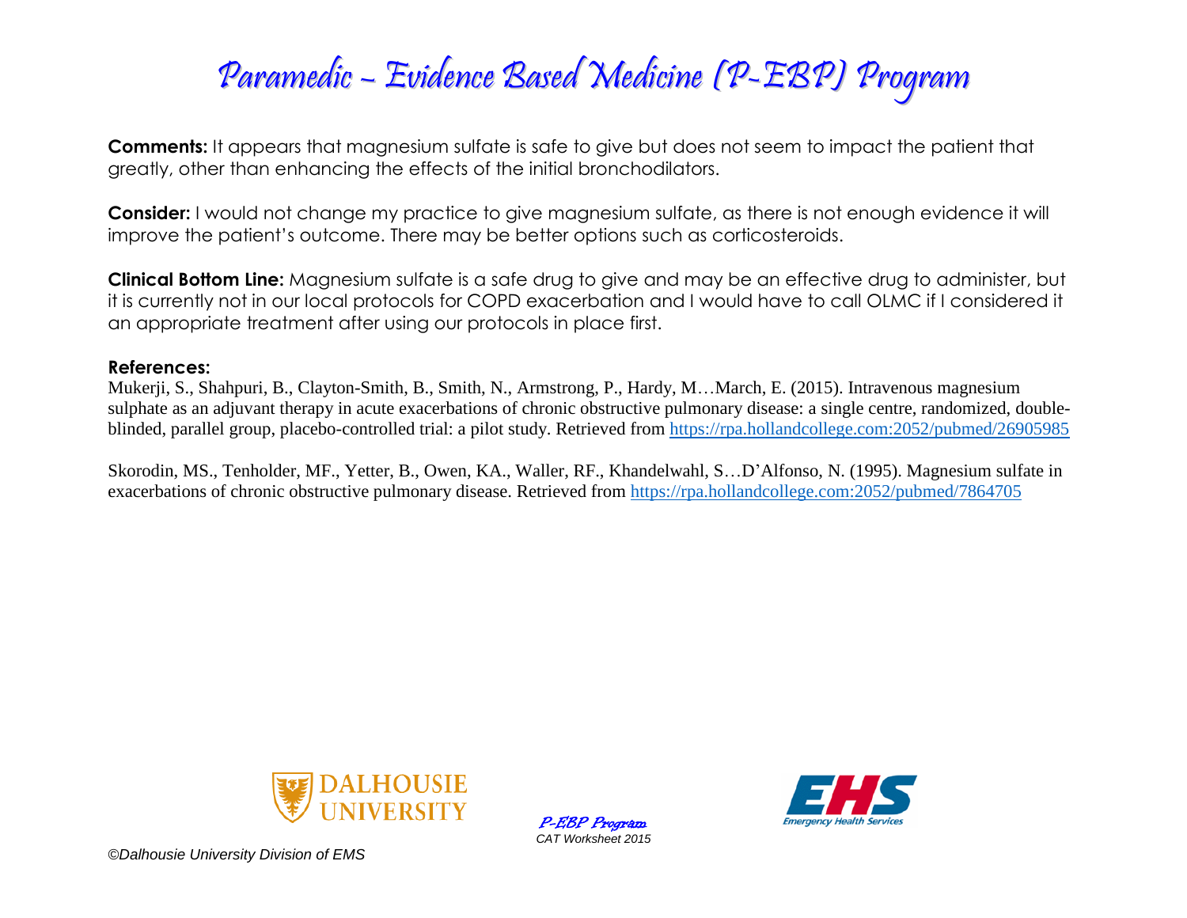**Comments:** It appears that magnesium sulfate is safe to give but does not seem to impact the patient that greatly, other than enhancing the effects of the initial bronchodilators.

**Consider:** I would not change my practice to give magnesium sulfate, as there is not enough evidence it will improve the patient's outcome. There may be better options such as corticosteroids.

**Clinical Bottom Line:** Magnesium sulfate is a safe drug to give and may be an effective drug to administer, but it is currently not in our local protocols for COPD exacerbation and I would have to call OLMC if I considered it an appropriate treatment after using our protocols in place first.

**References:**

Mukerji, S., Shahpuri, B., Clayton-Smith, B., Smith, N., Armstrong, P., Hardy, M…March, E. (2015). Intravenous magnesium sulphate as an adjuvant therapy in acute exacerbations of chronic obstructive pulmonary disease: a single centre, randomized, double-blinded, parallel group, placebo-controlled trial: a pilot study. Retrieved from https://rpa.hollandcollege.com:2052/pubmed/26905985

Skorodin, MS., Tenholder, MF., Yetter, B., Owen, KA., Waller, RF., Khandelwahl, S…D'Alfonso, N. (1995). Magnesium sulfate in exacerbations of chronic obstructive pulmonary disease. Retrieved from https://rpa.hollandcollege.com:2052/pubmed/7864705